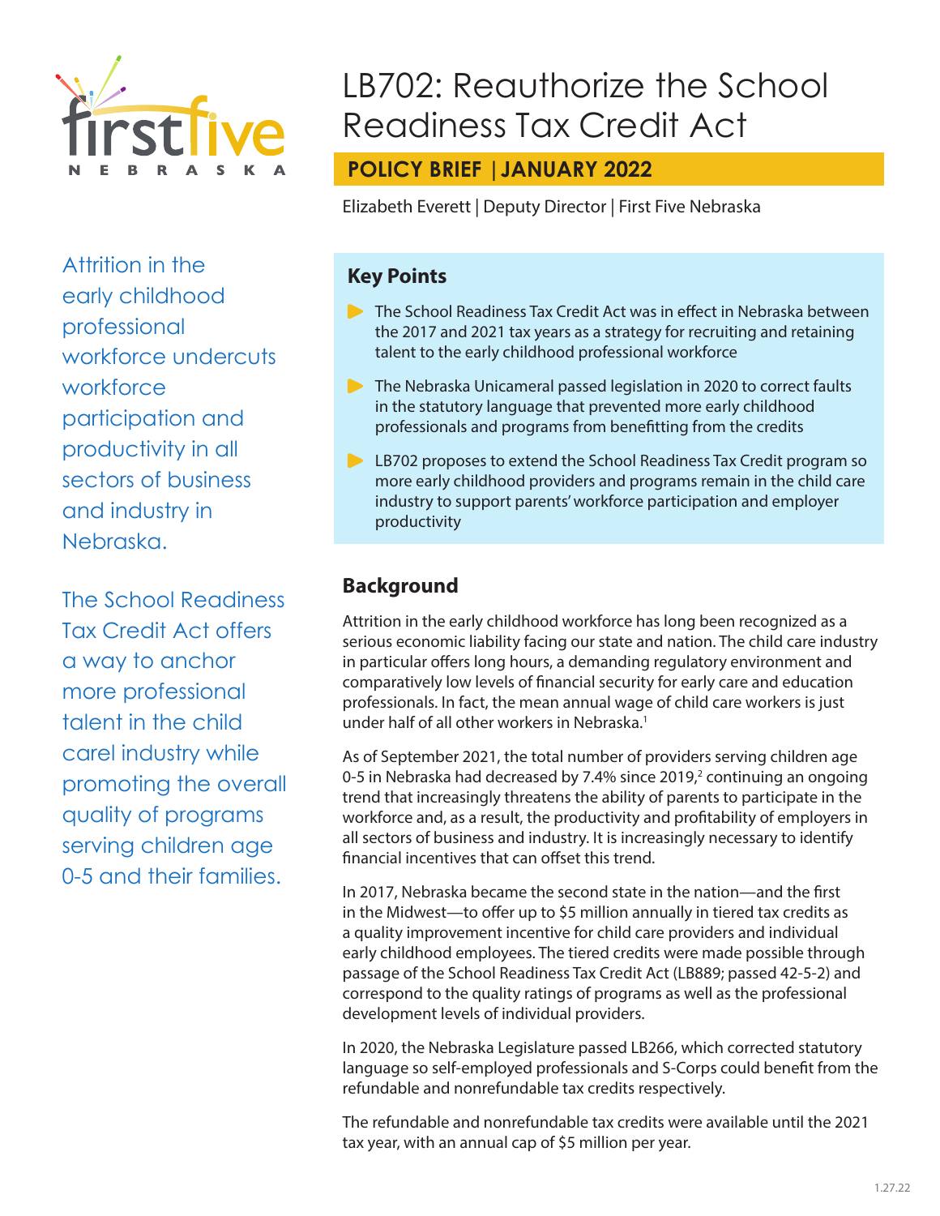# LB702: Reauthorize the School Readiness Tax Credit Act

**POLICY BRIEF | JANUARY 2022**

Elizabeth Everett | Deputy Director | First Five Nebraska

*Attrition in the early childhood professional workforce undercuts workforce participation and productivity in all sectors of business and industry in Nebraska.*

*The School Readiness Tax Credit Act offers a way to anchor more professional talent in the child carel industry while promoting the overall quality of programs serving children age 0-5 and their families.*

## Key Points

- The School Readiness Tax Credit Act was in effect in Nebraska between the 2017 and 2021 tax years as a strategy for recruiting and retaining talent to the early childhood professional workforce
- The Nebraska Unicameral passed legislation in 2020 to correct faults in the statutory language that prevented more early childhood professionals and programs from benefitting from the credits
- LB702 proposes to extend the School Readiness Tax Credit program so more early childhood providers and programs remain in the child care industry to support parents' workforce participation and employer productivity

## Background

Attrition in the early childhood workforce has long been recognized as a serious economic liability facing our state and nation. The child care industry in particular offers long hours, a demanding regulatory environment and comparatively low levels of financial security for early care and education professionals. In fact, the mean annual wage of child care workers is just under half of all other workers in Nebraska.[1]

As of September 2021, the total number of providers serving children age 0-5 in Nebraska had decreased by 7.4% since 2019,[2] continuing an ongoing trend that increasingly threatens the ability of parents to participate in the workforce and, as a result, the productivity and profitability of employers in all sectors of business and industry. It is increasingly necessary to identify financial incentives that can offset this trend.

In 2017, Nebraska became the second state in the nation—and the first in the Midwest—to offer up to $5 million annually in tiered tax credits as a quality improvement incentive for child care providers and individual early childhood employees. The tiered credits were made possible through passage of the School Readiness Tax Credit Act (LB889; passed 42-5-2) and correspond to the quality ratings of programs as well as the professional development levels of individual providers.

In 2020, the Nebraska Legislature passed LB266, which corrected statutory language so self-employed professionals and S-Corps could benefit from the refundable and nonrefundable tax credits respectively.

The refundable and nonrefundable tax credits were available until the 2021 tax year, with an annual cap of $5 million per year.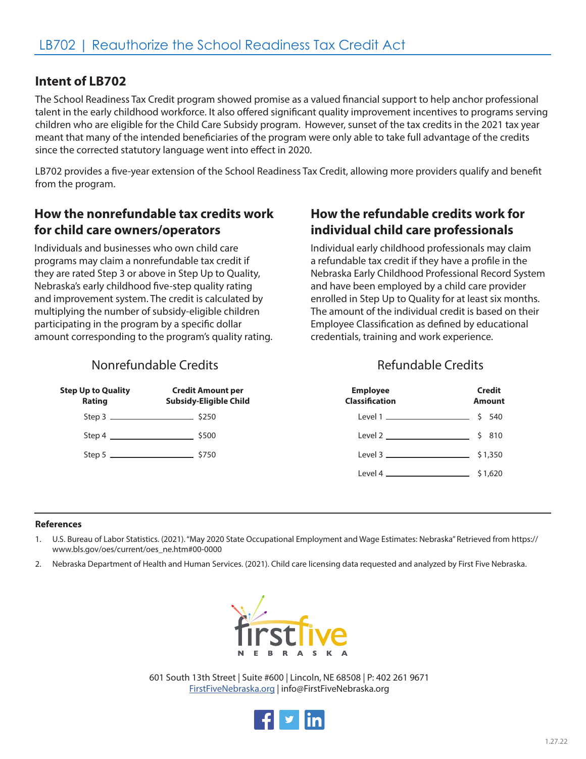# LB702 | Reauthorize the School Readiness Tax Credit Act

## Intent of LB702

The School Readiness Tax Credit program showed promise as a valued financial support to help anchor professional talent in the early childhood workforce. It also offered significant quality improvement incentives to programs serving children who are eligible for the Child Care Subsidy program. However, sunset of the tax credits in the 2021 tax year meant that many of the intended beneficiaries of the program were only able to take full advantage of the credits since the corrected statutory language went into effect in 2020.

LB702 provides a five-year extension of the School Readiness Tax Credit, allowing more providers qualify and benefit from the program.

## How the nonrefundable tax credits work for child care owners/operators

Individuals and businesses who own child care programs may claim a nonrefundable tax credit if they are rated Step 3 or above in Step Up to Quality, Nebraska's early childhood five-step quality rating and improvement system. The credit is calculated by multiplying the number of subsidy-eligible children participating in the program by a specific dollar amount corresponding to the program's quality rating.

### Nonrefundable Credits

| Step Up to Quality Rating | Credit Amount per Subsidy-Eligible Child |
|---|---|
| Step 3 | $250 |
| Step 4 | $500 |
| Step 5 | $750 |

## How the refundable credits work for individual child care professionals

Individual early childhood professionals may claim a refundable tax credit if they have a profile in the Nebraska Early Childhood Professional Record System and have been employed by a child care provider enrolled in Step Up to Quality for at least six months. The amount of the individual credit is based on their Employee Classification as defined by educational credentials, training and work experience.

### Refundable Credits

| Employee Classification | Credit Amount |
|---|---|
| Level 1 | $ 540 |
| Level 2 | $ 810 |
| Level 3 | $ 1,350 |
| Level 4 | $ 1,620 |

---

**References**

1. U.S. Bureau of Labor Statistics. (2021). "May 2020 State Occupational Employment and Wage Estimates: Nebraska" Retrieved from https://www.bls.gov/oes/current/oes_ne.htm#00-0000
2. Nebraska Department of Health and Human Services. (2021). Child care licensing data requested and analyzed by First Five Nebraska.

firstfive NEBRASKA

601 South 13th Street | Suite #600 | Lincoln, NE 68508 | P: 402 261 9671
FirstFiveNebraska.org | info@FirstFiveNebraska.org

1.27.22